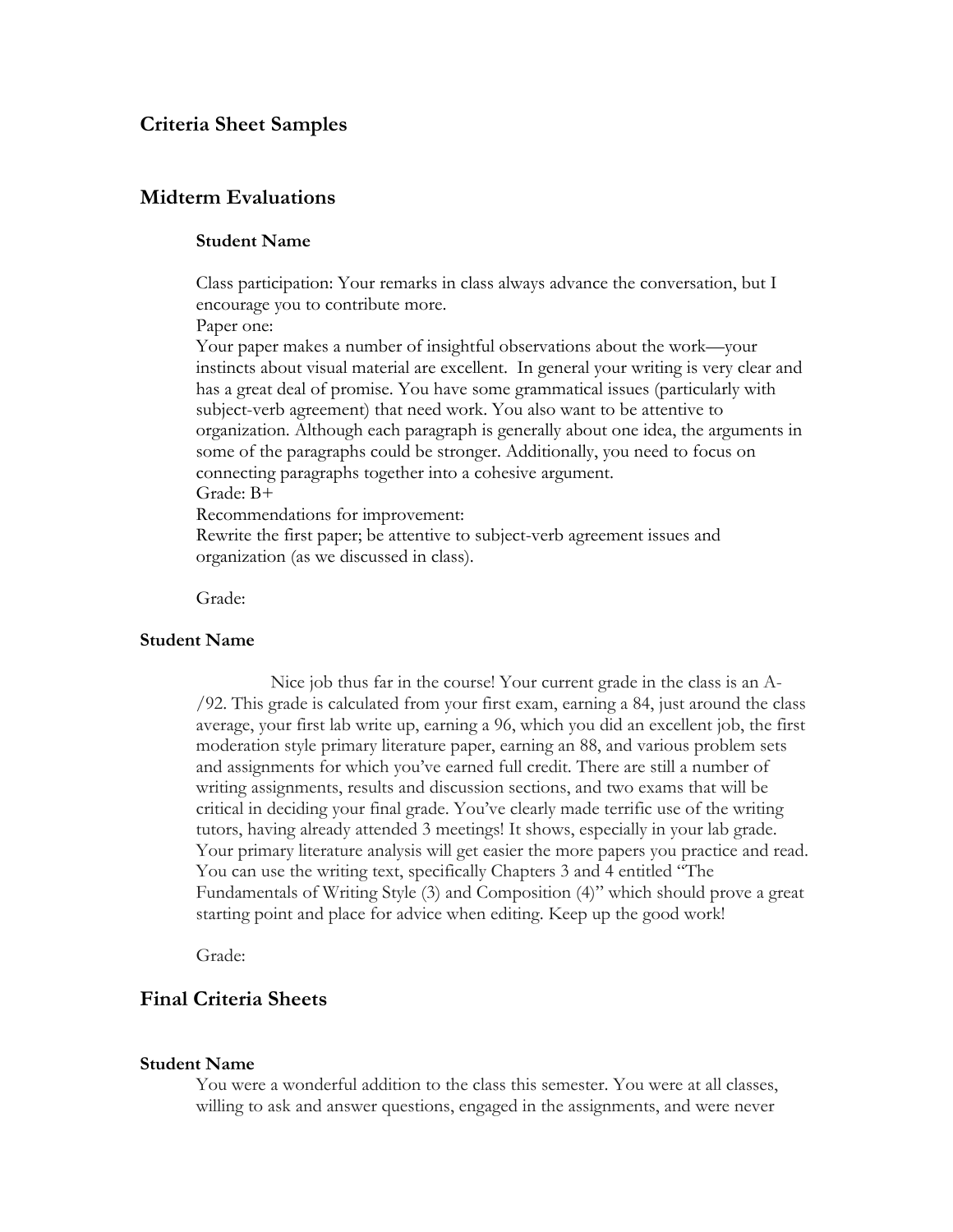## Criteria Sheet Samples

## Midterm Evaluations

### Student Name

Class participation: Your remarks in class always advance the conversation, but I encourage you to contribute more.

Paper one:

Your paper makes a number of insightful observations about the work—your instincts about visual material are excellent. In general your writing is very clear and has a great deal of promise. You have some grammatical issues (particularly with subject-verb agreement) that need work. You also want to be attentive to organization. Although each paragraph is generally about one idea, the arguments in some of the paragraphs could be stronger. Additionally, you need to focus on connecting paragraphs together into a cohesive argument.

Grade: B+

Recommendations for improvement:

Rewrite the first paper; be attentive to subject-verb agreement issues and organization (as we discussed in class).

Grade:

### Student Name

Nice job thus far in the course! Your current grade in the class is an A-/92. This grade is calculated from your first exam, earning a 84, just around the class average, your first lab write up, earning a 96, which you did an excellent job, the first moderation style primary literature paper, earning an 88, and various problem sets and assignments for which you've earned full credit. There are still a number of writing assignments, results and discussion sections, and two exams that will be critical in deciding your final grade. You've clearly made terrific use of the writing tutors, having already attended 3 meetings! It shows, especially in your lab grade. Your primary literature analysis will get easier the more papers you practice and read. You can use the writing text, specifically Chapters 3 and 4 entitled "The Fundamentals of Writing Style (3) and Composition (4)" which should prove a great starting point and place for advice when editing. Keep up the good work!

Grade:

## Final Criteria Sheets

### Student Name

You were a wonderful addition to the class this semester. You were at all classes, willing to ask and answer questions, engaged in the assignments, and were never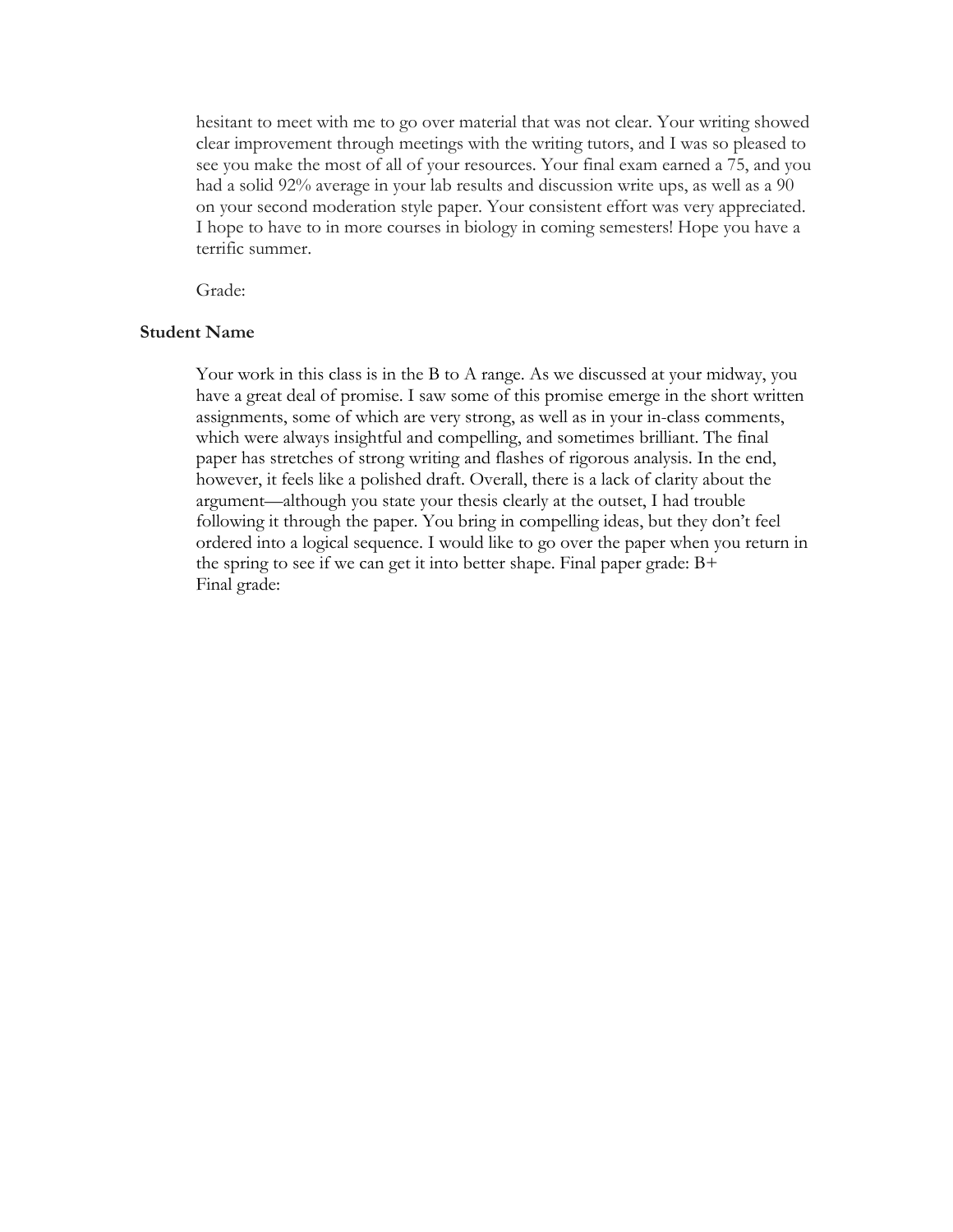hesitant to meet with me to go over material that was not clear. Your writing showed clear improvement through meetings with the writing tutors, and I was so pleased to see you make the most of all of your resources. Your final exam earned a 75, and you had a solid 92% average in your lab results and discussion write ups, as well as a 90 on your second moderation style paper. Your consistent effort was very appreciated. I hope to have to in more courses in biology in coming semesters! Hope you have a terrific summer.

Grade:

**Student Name**

Your work in this class is in the B to A range. As we discussed at your midway, you have a great deal of promise. I saw some of this promise emerge in the short written assignments, some of which are very strong, as well as in your in-class comments, which were always insightful and compelling, and sometimes brilliant. The final paper has stretches of strong writing and flashes of rigorous analysis. In the end, however, it feels like a polished draft. Overall, there is a lack of clarity about the argument—although you state your thesis clearly at the outset, I had trouble following it through the paper. You bring in compelling ideas, but they don't feel ordered into a logical sequence. I would like to go over the paper when you return in the spring to see if we can get it into better shape. Final paper grade: B+
Final grade: